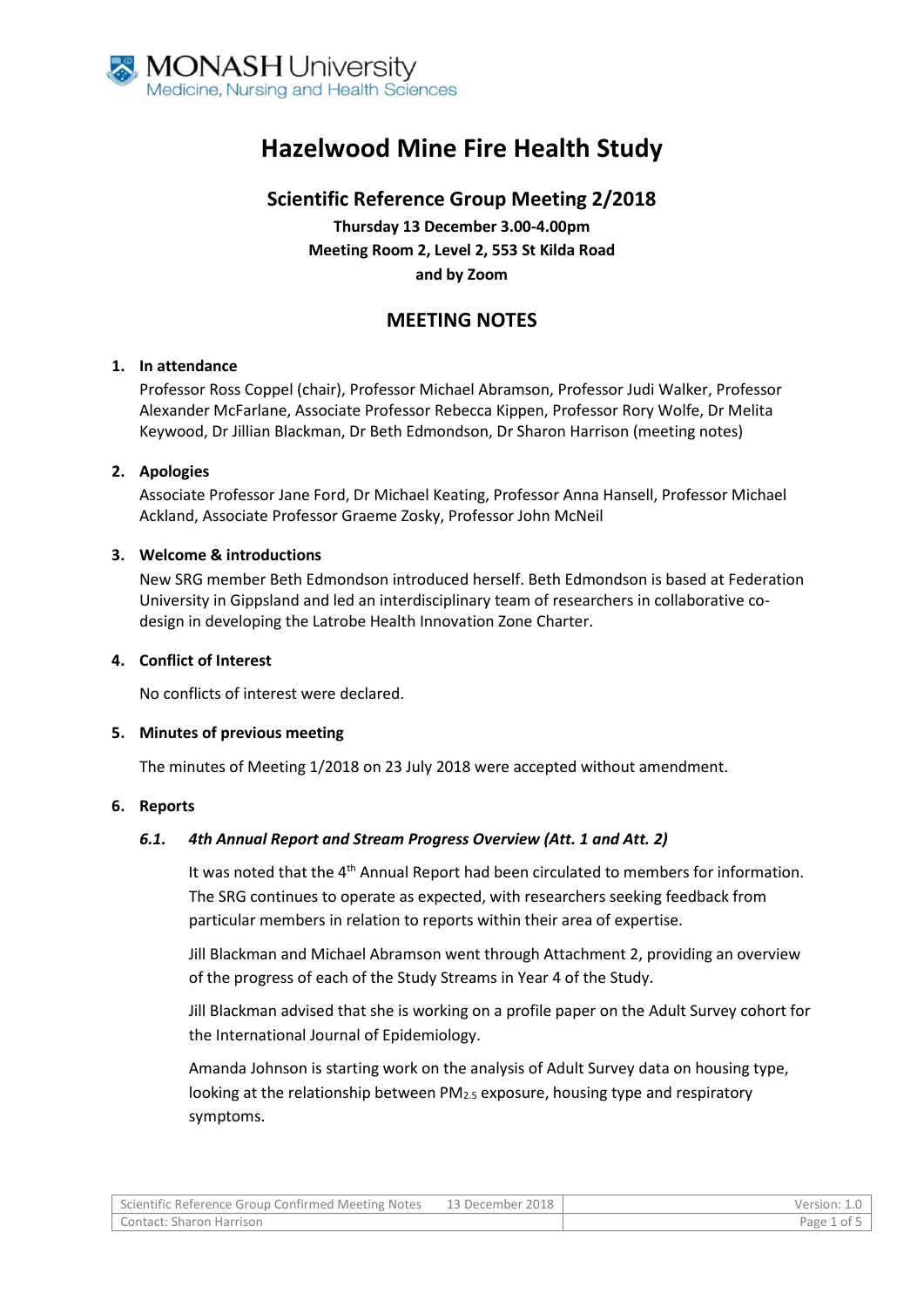# Hazelwood Mine Fire Health Study

## Scientific Reference Group Meeting 2/2018

**Thursday 13 December 3.00-4.00pm**
**Meeting Room 2, Level 2, 553 St Kilda Road**
**and by Zoom**

## MEETING NOTES

### 1. In attendance

Professor Ross Coppel (chair), Professor Michael Abramson, Professor Judi Walker, Professor Alexander McFarlane, Associate Professor Rebecca Kippen, Professor Rory Wolfe, Dr Melita Keywood, Dr Jillian Blackman, Dr Beth Edmondson, Dr Sharon Harrison (meeting notes)

### 2. Apologies

Associate Professor Jane Ford, Dr Michael Keating, Professor Anna Hansell, Professor Michael Ackland, Associate Professor Graeme Zosky, Professor John McNeil

### 3. Welcome & introductions

New SRG member Beth Edmondson introduced herself. Beth Edmondson is based at Federation University in Gippsland and led an interdisciplinary team of researchers in collaborative co-design in developing the Latrobe Health Innovation Zone Charter.

### 4. Conflict of Interest

No conflicts of interest were declared.

### 5. Minutes of previous meeting

The minutes of Meeting 1/2018 on 23 July 2018 were accepted without amendment.

### 6. Reports

#### *6.1. 4th Annual Report and Stream Progress Overview (Att. 1 and Att. 2)*

It was noted that the 4th Annual Report had been circulated to members for information. The SRG continues to operate as expected, with researchers seeking feedback from particular members in relation to reports within their area of expertise.

Jill Blackman and Michael Abramson went through Attachment 2, providing an overview of the progress of each of the Study Streams in Year 4 of the Study.

Jill Blackman advised that she is working on a profile paper on the Adult Survey cohort for the International Journal of Epidemiology.

Amanda Johnson is starting work on the analysis of Adult Survey data on housing type, looking at the relationship between $PM_{2.5}$ exposure, housing type and respiratory symptoms.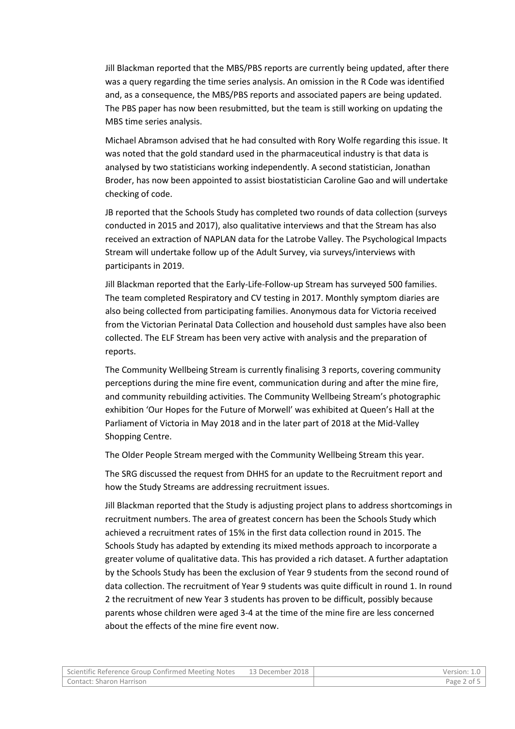Jill Blackman reported that the MBS/PBS reports are currently being updated, after there was a query regarding the time series analysis. An omission in the R Code was identified and, as a consequence, the MBS/PBS reports and associated papers are being updated. The PBS paper has now been resubmitted, but the team is still working on updating the MBS time series analysis.

Michael Abramson advised that he had consulted with Rory Wolfe regarding this issue. It was noted that the gold standard used in the pharmaceutical industry is that data is analysed by two statisticians working independently. A second statistician, Jonathan Broder, has now been appointed to assist biostatistician Caroline Gao and will undertake checking of code.

JB reported that the Schools Study has completed two rounds of data collection (surveys conducted in 2015 and 2017), also qualitative interviews and that the Stream has also received an extraction of NAPLAN data for the Latrobe Valley. The Psychological Impacts Stream will undertake follow up of the Adult Survey, via surveys/interviews with participants in 2019.

Jill Blackman reported that the Early-Life-Follow-up Stream has surveyed 500 families. The team completed Respiratory and CV testing in 2017. Monthly symptom diaries are also being collected from participating families. Anonymous data for Victoria received from the Victorian Perinatal Data Collection and household dust samples have also been collected. The ELF Stream has been very active with analysis and the preparation of reports.

The Community Wellbeing Stream is currently finalising 3 reports, covering community perceptions during the mine fire event, communication during and after the mine fire, and community rebuilding activities. The Community Wellbeing Stream's photographic exhibition 'Our Hopes for the Future of Morwell' was exhibited at Queen's Hall at the Parliament of Victoria in May 2018 and in the later part of 2018 at the Mid-Valley Shopping Centre.

The Older People Stream merged with the Community Wellbeing Stream this year.

The SRG discussed the request from DHHS for an update to the Recruitment report and how the Study Streams are addressing recruitment issues.

Jill Blackman reported that the Study is adjusting project plans to address shortcomings in recruitment numbers. The area of greatest concern has been the Schools Study which achieved a recruitment rates of 15% in the first data collection round in 2015. The Schools Study has adapted by extending its mixed methods approach to incorporate a greater volume of qualitative data. This has provided a rich dataset. A further adaptation by the Schools Study has been the exclusion of Year 9 students from the second round of data collection. The recruitment of Year 9 students was quite difficult in round 1. In round 2 the recruitment of new Year 3 students has proven to be difficult, possibly because parents whose children were aged 3-4 at the time of the mine fire are less concerned about the effects of the mine fire event now.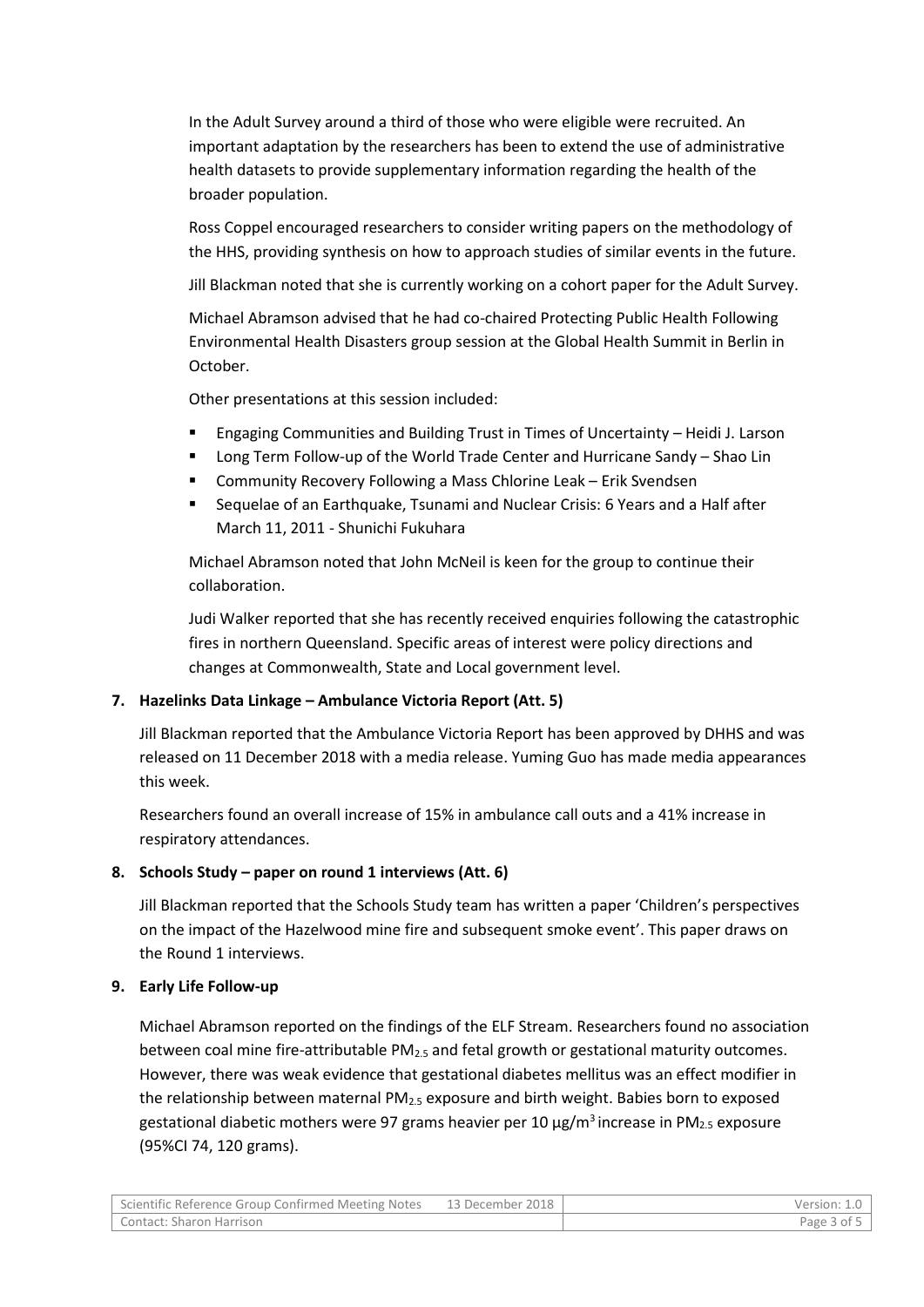In the Adult Survey around a third of those who were eligible were recruited. An important adaptation by the researchers has been to extend the use of administrative health datasets to provide supplementary information regarding the health of the broader population.

Ross Coppel encouraged researchers to consider writing papers on the methodology of the HHS, providing synthesis on how to approach studies of similar events in the future.

Jill Blackman noted that she is currently working on a cohort paper for the Adult Survey.

Michael Abramson advised that he had co-chaired Protecting Public Health Following Environmental Health Disasters group session at the Global Health Summit in Berlin in October.

Other presentations at this session included:

- Engaging Communities and Building Trust in Times of Uncertainty – Heidi J. Larson
- Long Term Follow-up of the World Trade Center and Hurricane Sandy – Shao Lin
- Community Recovery Following a Mass Chlorine Leak – Erik Svendsen
- Sequelae of an Earthquake, Tsunami and Nuclear Crisis: 6 Years and a Half after March 11, 2011 - Shunichi Fukuhara

Michael Abramson noted that John McNeil is keen for the group to continue their collaboration.

Judi Walker reported that she has recently received enquiries following the catastrophic fires in northern Queensland. Specific areas of interest were policy directions and changes at Commonwealth, State and Local government level.

**7. Hazelinks Data Linkage – Ambulance Victoria Report (Att. 5)**

Jill Blackman reported that the Ambulance Victoria Report has been approved by DHHS and was released on 11 December 2018 with a media release. Yuming Guo has made media appearances this week.

Researchers found an overall increase of 15% in ambulance call outs and a 41% increase in respiratory attendances.

**8. Schools Study – paper on round 1 interviews (Att. 6)**

Jill Blackman reported that the Schools Study team has written a paper 'Children's perspectives on the impact of the Hazelwood mine fire and subsequent smoke event'. This paper draws on the Round 1 interviews.

**9. Early Life Follow-up**

Michael Abramson reported on the findings of the ELF Stream. Researchers found no association between coal mine fire-attributable $PM_{2.5}$ and fetal growth or gestational maturity outcomes. However, there was weak evidence that gestational diabetes mellitus was an effect modifier in the relationship between maternal $PM_{2.5}$ exposure and birth weight. Babies born to exposed gestational diabetic mothers were 97 grams heavier per 10 $\mu g/m^3$ increase in $PM_{2.5}$ exposure (95%CI 74, 120 grams).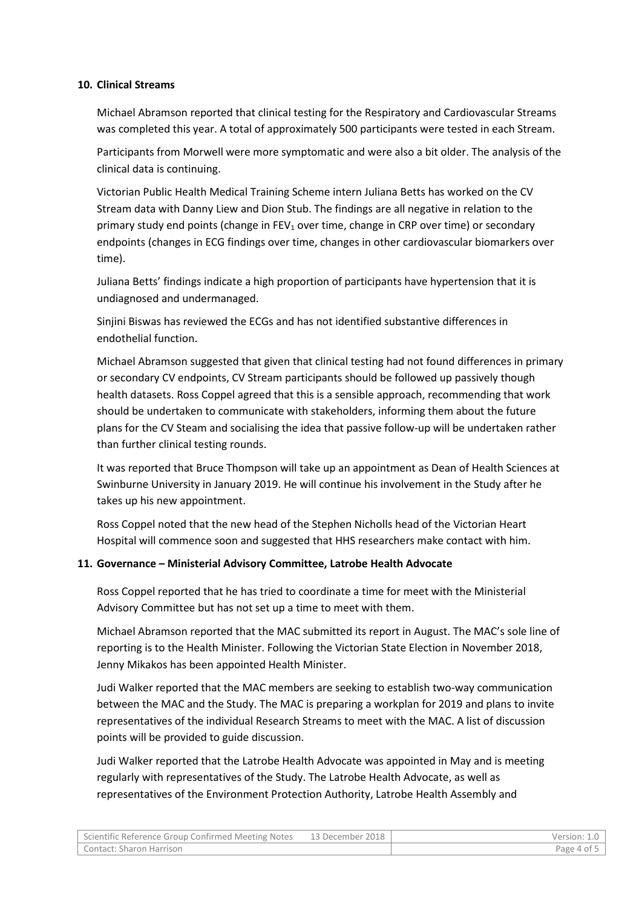**10. Clinical Streams**

Michael Abramson reported that clinical testing for the Respiratory and Cardiovascular Streams was completed this year. A total of approximately 500 participants were tested in each Stream.

Participants from Morwell were more symptomatic and were also a bit older. The analysis of the clinical data is continuing.

Victorian Public Health Medical Training Scheme intern Juliana Betts has worked on the CV Stream data with Danny Liew and Dion Stub. The findings are all negative in relation to the primary study end points (change in $FEV_1$ over time, change in CRP over time) or secondary endpoints (changes in ECG findings over time, changes in other cardiovascular biomarkers over time).

Juliana Betts' findings indicate a high proportion of participants have hypertension that it is undiagnosed and undermanaged.

Sinjini Biswas has reviewed the ECGs and has not identified substantive differences in endothelial function.

Michael Abramson suggested that given that clinical testing had not found differences in primary or secondary CV endpoints, CV Stream participants should be followed up passively though health datasets. Ross Coppel agreed that this is a sensible approach, recommending that work should be undertaken to communicate with stakeholders, informing them about the future plans for the CV Steam and socialising the idea that passive follow-up will be undertaken rather than further clinical testing rounds.

It was reported that Bruce Thompson will take up an appointment as Dean of Health Sciences at Swinburne University in January 2019. He will continue his involvement in the Study after he takes up his new appointment.

Ross Coppel noted that the new head of the Stephen Nicholls head of the Victorian Heart Hospital will commence soon and suggested that HHS researchers make contact with him.

**11. Governance – Ministerial Advisory Committee, Latrobe Health Advocate**

Ross Coppel reported that he has tried to coordinate a time for meet with the Ministerial Advisory Committee but has not set up a time to meet with them.

Michael Abramson reported that the MAC submitted its report in August. The MAC's sole line of reporting is to the Health Minister. Following the Victorian State Election in November 2018, Jenny Mikakos has been appointed Health Minister.

Judi Walker reported that the MAC members are seeking to establish two-way communication between the MAC and the Study. The MAC is preparing a workplan for 2019 and plans to invite representatives of the individual Research Streams to meet with the MAC. A list of discussion points will be provided to guide discussion.

Judi Walker reported that the Latrobe Health Advocate was appointed in May and is meeting regularly with representatives of the Study. The Latrobe Health Advocate, as well as representatives of the Environment Protection Authority, Latrobe Health Assembly and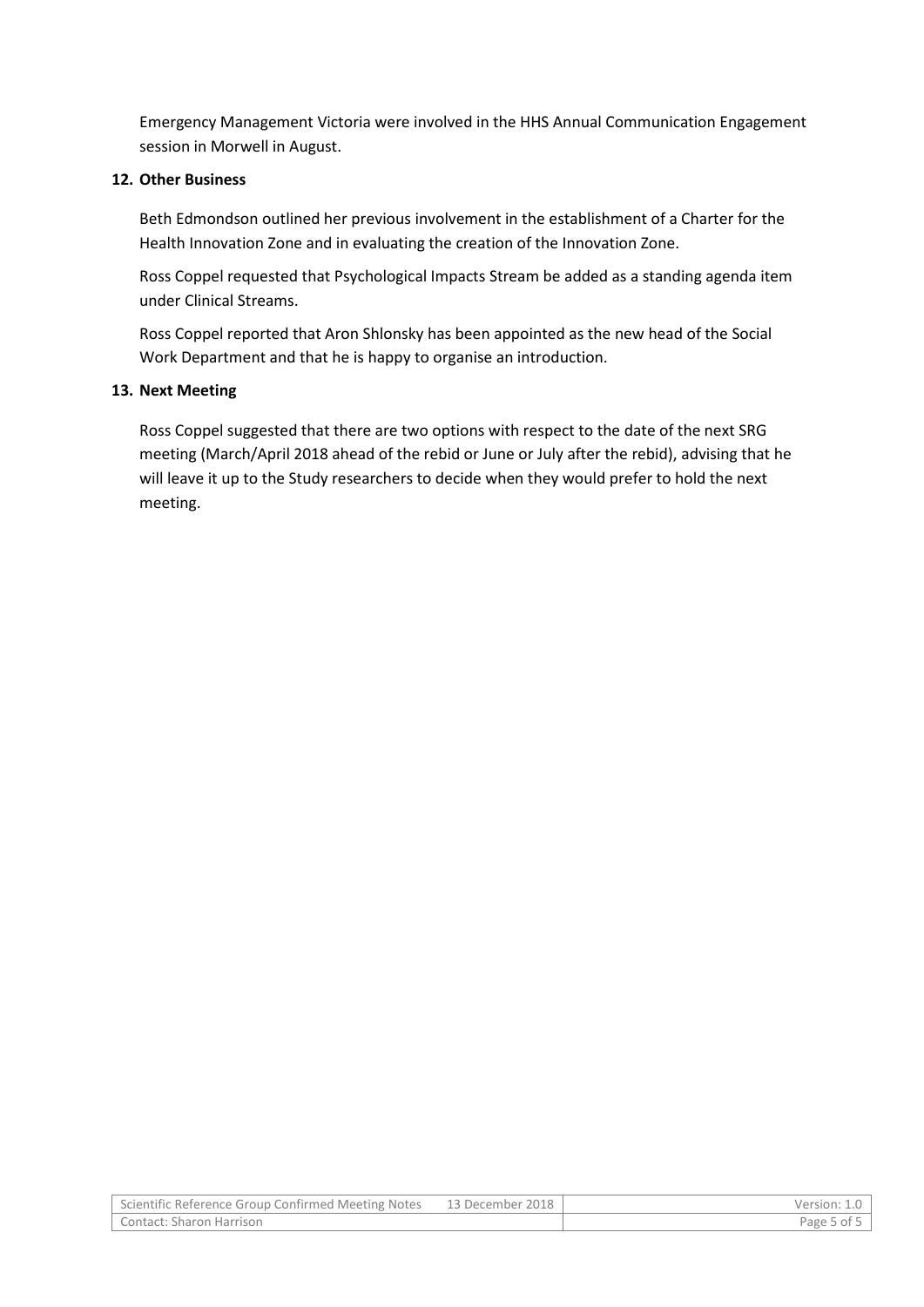Emergency Management Victoria were involved in the HHS Annual Communication Engagement session in Morwell in August.

## 12. Other Business

Beth Edmondson outlined her previous involvement in the establishment of a Charter for the Health Innovation Zone and in evaluating the creation of the Innovation Zone.

Ross Coppel requested that Psychological Impacts Stream be added as a standing agenda item under Clinical Streams.

Ross Coppel reported that Aron Shlonsky has been appointed as the new head of the Social Work Department and that he is happy to organise an introduction.

## 13. Next Meeting

Ross Coppel suggested that there are two options with respect to the date of the next SRG meeting (March/April 2018 ahead of the rebid or June or July after the rebid), advising that he will leave it up to the Study researchers to decide when they would prefer to hold the next meeting.